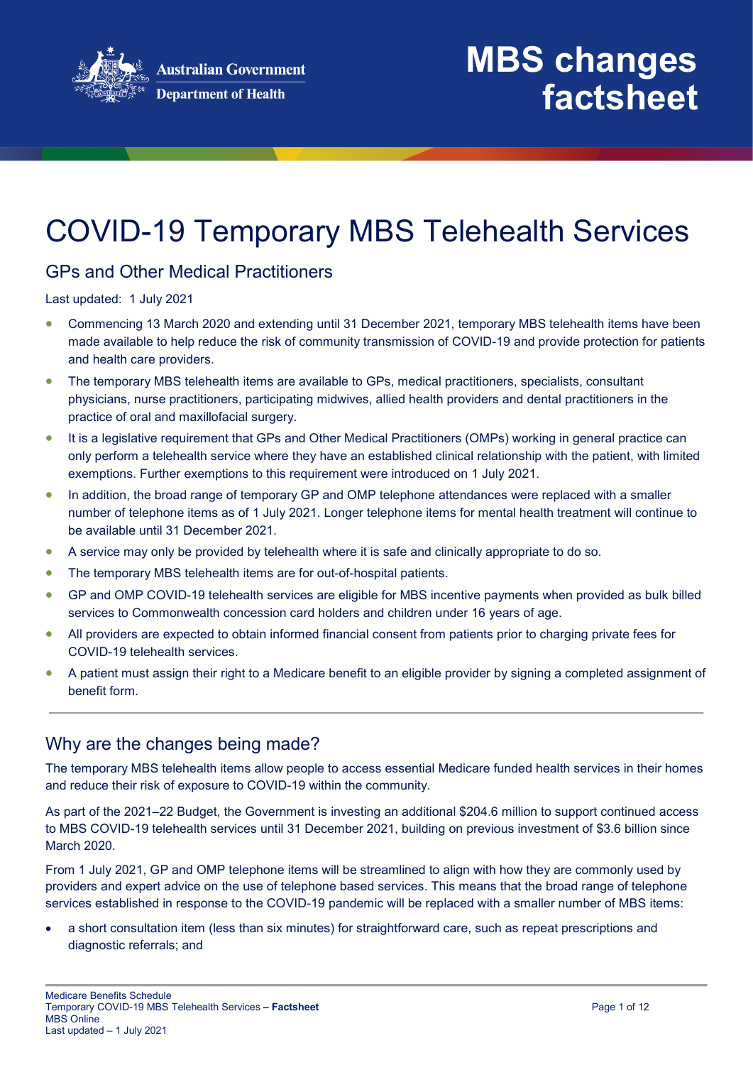MBS changes factsheet

# COVID-19 Temporary MBS Telehealth Services

## GPs and Other Medical Practitioners

Last updated: 1 July 2021

- Commencing 13 March 2020 and extending until 31 December 2021, temporary MBS telehealth items have been made available to help reduce the risk of community transmission of COVID-19 and provide protection for patients and health care providers.
- The temporary MBS telehealth items are available to GPs, medical practitioners, specialists, consultant physicians, nurse practitioners, participating midwives, allied health providers and dental practitioners in the practice of oral and maxillofacial surgery.
- It is a legislative requirement that GPs and Other Medical Practitioners (OMPs) working in general practice can only perform a telehealth service where they have an established clinical relationship with the patient, with limited exemptions. Further exemptions to this requirement were introduced on 1 July 2021.
- In addition, the broad range of temporary GP and OMP telephone attendances were replaced with a smaller number of telephone items as of 1 July 2021. Longer telephone items for mental health treatment will continue to be available until 31 December 2021.
- A service may only be provided by telehealth where it is safe and clinically appropriate to do so.
- The temporary MBS telehealth items are for out-of-hospital patients.
- GP and OMP COVID-19 telehealth services are eligible for MBS incentive payments when provided as bulk billed services to Commonwealth concession card holders and children under 16 years of age.
- All providers are expected to obtain informed financial consent from patients prior to charging private fees for COVID-19 telehealth services.
- A patient must assign their right to a Medicare benefit to an eligible provider by signing a completed assignment of benefit form.

## Why are the changes being made?

The temporary MBS telehealth items allow people to access essential Medicare funded health services in their homes and reduce their risk of exposure to COVID-19 within the community.

As part of the 2021–22 Budget, the Government is investing an additional $204.6 million to support continued access to MBS COVID-19 telehealth services until 31 December 2021, building on previous investment of $3.6 billion since March 2020.

From 1 July 2021, GP and OMP telephone items will be streamlined to align with how they are commonly used by providers and expert advice on the use of telephone based services. This means that the broad range of telephone services established in response to the COVID-19 pandemic will be replaced with a smaller number of MBS items:

- a short consultation item (less than six minutes) for straightforward care, such as repeat prescriptions and diagnostic referrals; and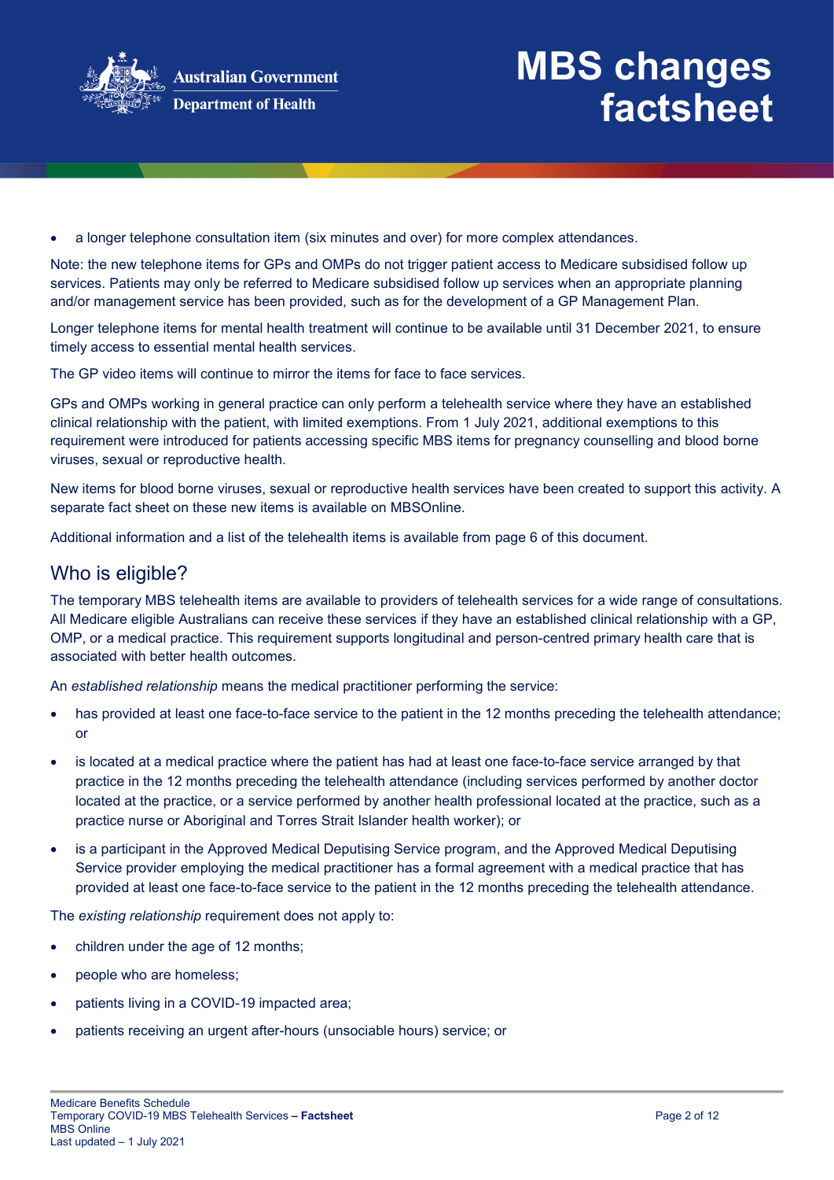- a longer telephone consultation item (six minutes and over) for more complex attendances.

Note: the new telephone items for GPs and OMPs do not trigger patient access to Medicare subsidised follow up services. Patients may only be referred to Medicare subsidised follow up services when an appropriate planning and/or management service has been provided, such as for the development of a GP Management Plan.

Longer telephone items for mental health treatment will continue to be available until 31 December 2021, to ensure timely access to essential mental health services.

The GP video items will continue to mirror the items for face to face services.

GPs and OMPs working in general practice can only perform a telehealth service where they have an established clinical relationship with the patient, with limited exemptions. From 1 July 2021, additional exemptions to this requirement were introduced for patients accessing specific MBS items for pregnancy counselling and blood borne viruses, sexual or reproductive health.

New items for blood borne viruses, sexual or reproductive health services have been created to support this activity. A separate fact sheet on these new items is available on MBSOnline.

Additional information and a list of the telehealth items is available from page 6 of this document.

## Who is eligible?

The temporary MBS telehealth items are available to providers of telehealth services for a wide range of consultations. All Medicare eligible Australians can receive these services if they have an established clinical relationship with a GP, OMP, or a medical practice. This requirement supports longitudinal and person-centred primary health care that is associated with better health outcomes.

An *established relationship* means the medical practitioner performing the service:

- has provided at least one face-to-face service to the patient in the 12 months preceding the telehealth attendance; or
- is located at a medical practice where the patient has had at least one face-to-face service arranged by that practice in the 12 months preceding the telehealth attendance (including services performed by another doctor located at the practice, or a service performed by another health professional located at the practice, such as a practice nurse or Aboriginal and Torres Strait Islander health worker); or
- is a participant in the Approved Medical Deputising Service program, and the Approved Medical Deputising Service provider employing the medical practitioner has a formal agreement with a medical practice that has provided at least one face-to-face service to the patient in the 12 months preceding the telehealth attendance.

The *existing relationship* requirement does not apply to:

- children under the age of 12 months;
- people who are homeless;
- patients living in a COVID-19 impacted area;
- patients receiving an urgent after-hours (unsociable hours) service; or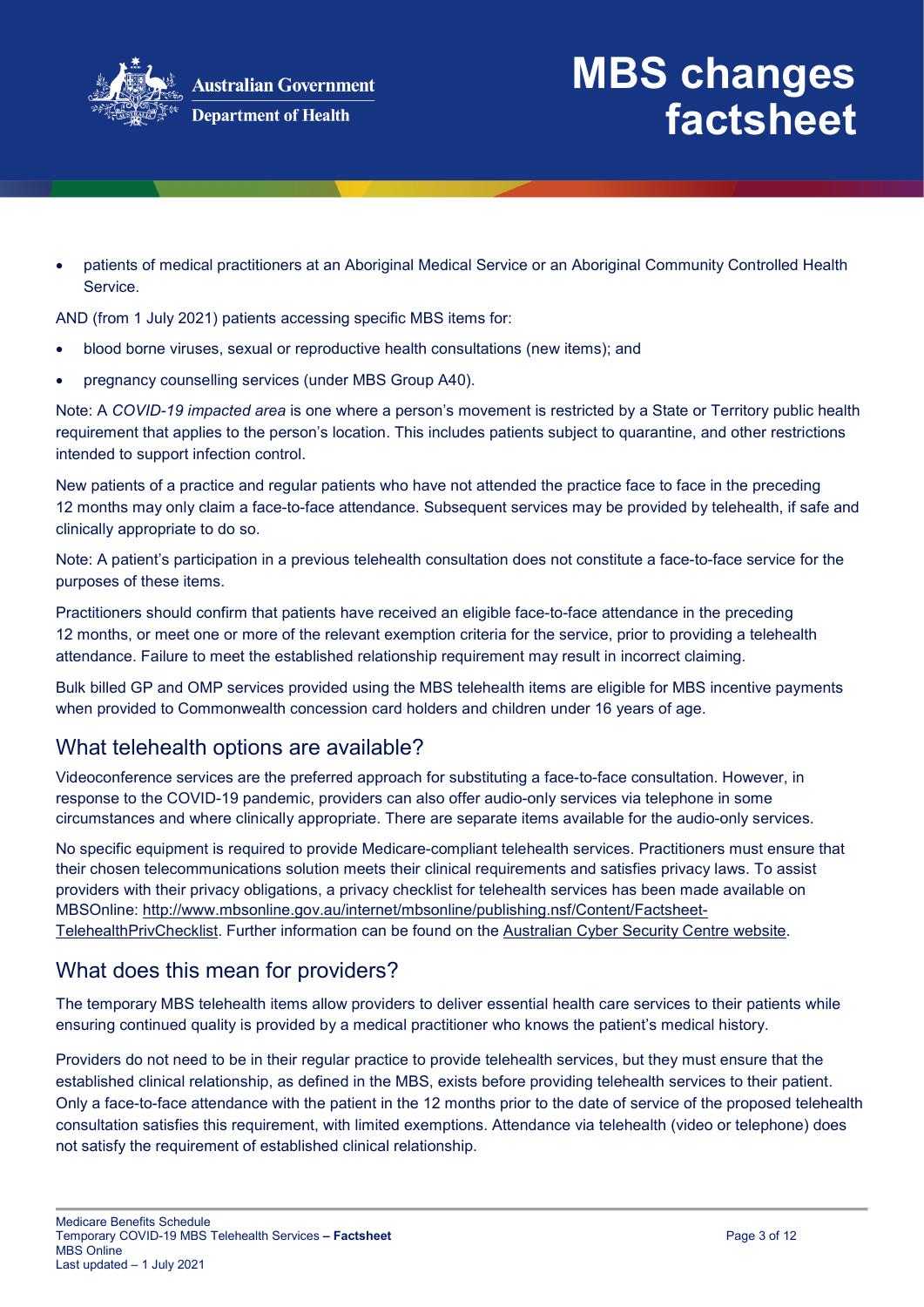- patients of medical practitioners at an Aboriginal Medical Service or an Aboriginal Community Controlled Health Service.

AND (from 1 July 2021) patients accessing specific MBS items for:

- blood borne viruses, sexual or reproductive health consultations (new items); and
- pregnancy counselling services (under MBS Group A40).

Note: A *COVID-19 impacted area* is one where a person's movement is restricted by a State or Territory public health requirement that applies to the person's location. This includes patients subject to quarantine, and other restrictions intended to support infection control.

New patients of a practice and regular patients who have not attended the practice face to face in the preceding 12 months may only claim a face-to-face attendance. Subsequent services may be provided by telehealth, if safe and clinically appropriate to do so.

Note: A patient's participation in a previous telehealth consultation does not constitute a face-to-face service for the purposes of these items.

Practitioners should confirm that patients have received an eligible face-to-face attendance in the preceding 12 months, or meet one or more of the relevant exemption criteria for the service, prior to providing a telehealth attendance. Failure to meet the established relationship requirement may result in incorrect claiming.

Bulk billed GP and OMP services provided using the MBS telehealth items are eligible for MBS incentive payments when provided to Commonwealth concession card holders and children under 16 years of age.

## What telehealth options are available?

Videoconference services are the preferred approach for substituting a face-to-face consultation. However, in response to the COVID-19 pandemic, providers can also offer audio-only services via telephone in some circumstances and where clinically appropriate. There are separate items available for the audio-only services.

No specific equipment is required to provide Medicare-compliant telehealth services. Practitioners must ensure that their chosen telecommunications solution meets their clinical requirements and satisfies privacy laws. To assist providers with their privacy obligations, a privacy checklist for telehealth services has been made available on MBSOnline: [http://www.mbsonline.gov.au/internet/mbsonline/publishing.nsf/Content/Factsheet-TelehealthPrivChecklist](http://www.mbsonline.gov.au/internet/mbsonline/publishing.nsf/Content/Factsheet-TelehealthPrivChecklist). Further information can be found on the Australian Cyber Security Centre website.

## What does this mean for providers?

The temporary MBS telehealth items allow providers to deliver essential health care services to their patients while ensuring continued quality is provided by a medical practitioner who knows the patient's medical history.

Providers do not need to be in their regular practice to provide telehealth services, but they must ensure that the established clinical relationship, as defined in the MBS, exists before providing telehealth services to their patient. Only a face-to-face attendance with the patient in the 12 months prior to the date of service of the proposed telehealth consultation satisfies this requirement, with limited exemptions. Attendance via telehealth (video or telephone) does not satisfy the requirement of established clinical relationship.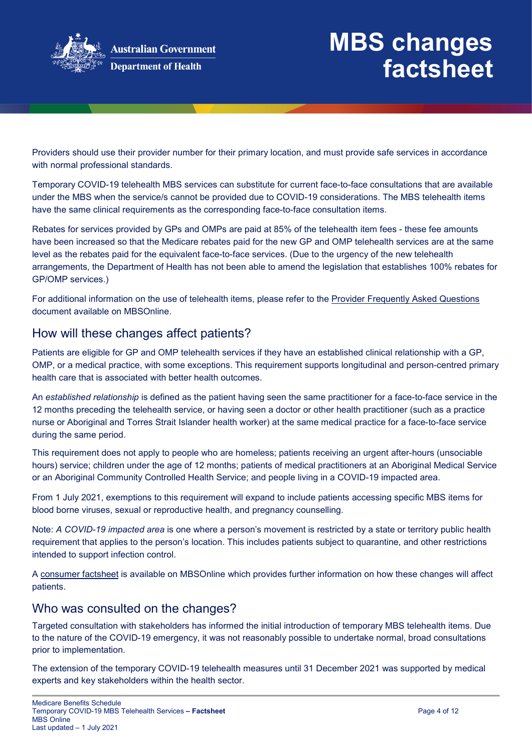Providers should use their provider number for their primary location, and must provide safe services in accordance with normal professional standards.

Temporary COVID-19 telehealth MBS services can substitute for current face-to-face consultations that are available under the MBS when the service/s cannot be provided due to COVID-19 considerations. The MBS telehealth items have the same clinical requirements as the corresponding face-to-face consultation items.

Rebates for services provided by GPs and OMPs are paid at 85% of the telehealth item fees - these fee amounts have been increased so that the Medicare rebates paid for the new GP and OMP telehealth services are at the same level as the rebates paid for the equivalent face-to-face services. (Due to the urgency of the new telehealth arrangements, the Department of Health has not been able to amend the legislation that establishes 100% rebates for GP/OMP services.)

For additional information on the use of telehealth items, please refer to the Provider Frequently Asked Questions document available on MBSOnline.

## How will these changes affect patients?

Patients are eligible for GP and OMP telehealth services if they have an established clinical relationship with a GP, OMP, or a medical practice, with some exceptions. This requirement supports longitudinal and person-centred primary health care that is associated with better health outcomes.

An *established relationship* is defined as the patient having seen the same practitioner for a face-to-face service in the 12 months preceding the telehealth service, or having seen a doctor or other health practitioner (such as a practice nurse or Aboriginal and Torres Strait Islander health worker) at the same medical practice for a face-to-face service during the same period.

This requirement does not apply to people who are homeless; patients receiving an urgent after-hours (unsociable hours) service; children under the age of 12 months; patients of medical practitioners at an Aboriginal Medical Service or an Aboriginal Community Controlled Health Service; and people living in a COVID-19 impacted area.

From 1 July 2021, exemptions to this requirement will expand to include patients accessing specific MBS items for blood borne viruses, sexual or reproductive health, and pregnancy counselling.

Note: *A COVID-19 impacted area* is one where a person's movement is restricted by a state or territory public health requirement that applies to the person's location. This includes patients subject to quarantine, and other restrictions intended to support infection control.

A consumer factsheet is available on MBSOnline which provides further information on how these changes will affect patients.

## Who was consulted on the changes?

Targeted consultation with stakeholders has informed the initial introduction of temporary MBS telehealth items. Due to the nature of the COVID-19 emergency, it was not reasonably possible to undertake normal, broad consultations prior to implementation.

The extension of the temporary COVID-19 telehealth measures until 31 December 2021 was supported by medical experts and key stakeholders within the health sector.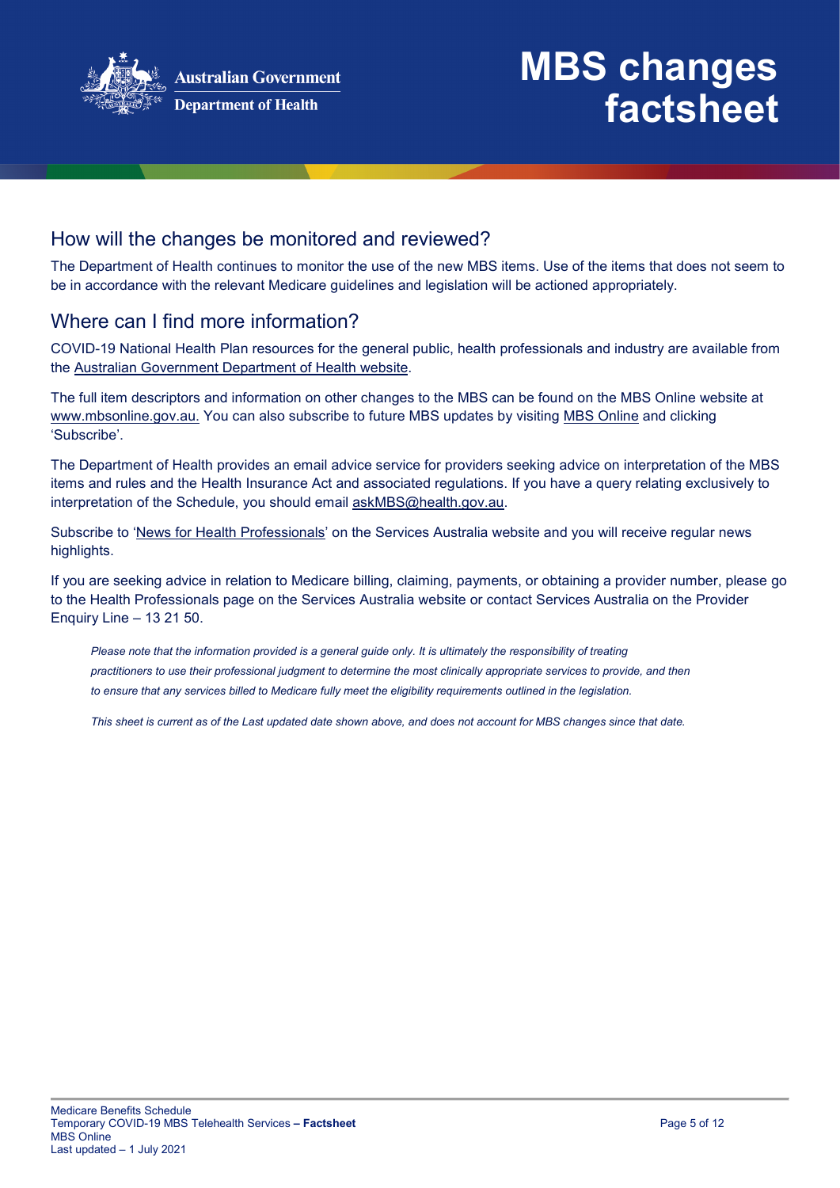## How will the changes be monitored and reviewed?

The Department of Health continues to monitor the use of the new MBS items. Use of the items that does not seem to be in accordance with the relevant Medicare guidelines and legislation will be actioned appropriately.

## Where can I find more information?

COVID-19 National Health Plan resources for the general public, health professionals and industry are available from the Australian Government Department of Health website.

The full item descriptors and information on other changes to the MBS can be found on the MBS Online website at www.mbsonline.gov.au. You can also subscribe to future MBS updates by visiting MBS Online and clicking 'Subscribe'.

The Department of Health provides an email advice service for providers seeking advice on interpretation of the MBS items and rules and the Health Insurance Act and associated regulations. If you have a query relating exclusively to interpretation of the Schedule, you should email askMBS@health.gov.au.

Subscribe to 'News for Health Professionals' on the Services Australia website and you will receive regular news highlights.

If you are seeking advice in relation to Medicare billing, claiming, payments, or obtaining a provider number, please go to the Health Professionals page on the Services Australia website or contact Services Australia on the Provider Enquiry Line – 13 21 50.

*Please note that the information provided is a general guide only. It is ultimately the responsibility of treating practitioners to use their professional judgment to determine the most clinically appropriate services to provide, and then to ensure that any services billed to Medicare fully meet the eligibility requirements outlined in the legislation.*

*This sheet is current as of the Last updated date shown above, and does not account for MBS changes since that date.*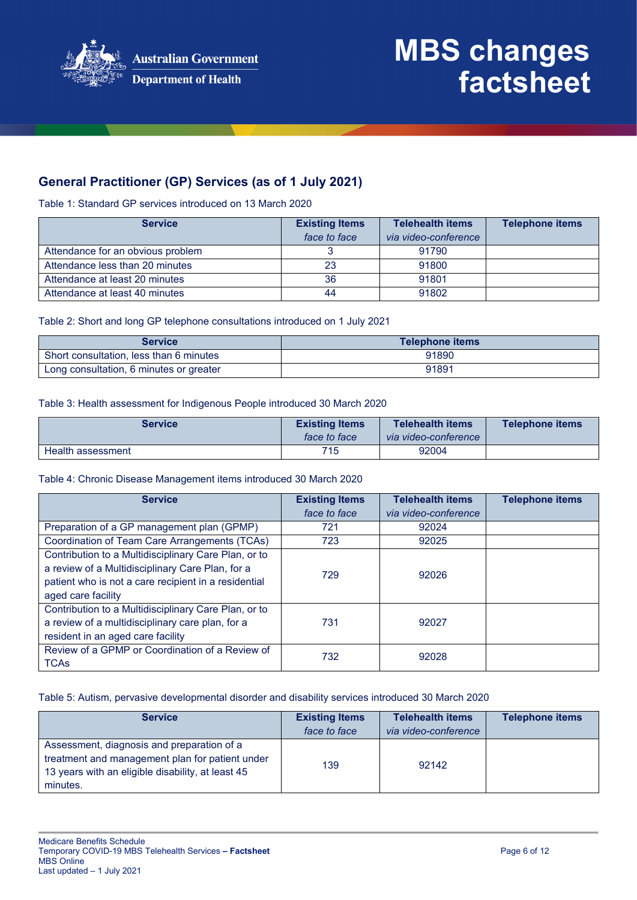# MBS changes factsheet

## General Practitioner (GP) Services (as of 1 July 2021)

Table 1: Standard GP services introduced on 13 March 2020

| Service | Existing Items *face to face* | Telehealth items *via video-conference* | Telephone items |
|---|---|---|---|
| Attendance for an obvious problem | 3 | 91790 | |
| Attendance less than 20 minutes | 23 | 91800 | |
| Attendance at least 20 minutes | 36 | 91801 | |
| Attendance at least 40 minutes | 44 | 91802 | |

Table 2: Short and long GP telephone consultations introduced on 1 July 2021

| Service | Telephone items |
|---|---|
| Short consultation, less than 6 minutes | 91890 |
| Long consultation, 6 minutes or greater | 91891 |

Table 3: Health assessment for Indigenous People introduced 30 March 2020

| Service | Existing Items *face to face* | Telehealth items *via video-conference* | Telephone items |
|---|---|---|---|
| Health assessment | 715 | 92004 | |

Table 4: Chronic Disease Management items introduced 30 March 2020

| Service | Existing Items *face to face* | Telehealth items *via video-conference* | Telephone items |
|---|---|---|---|
| Preparation of a GP management plan (GPMP) | 721 | 92024 | |
| Coordination of Team Care Arrangements (TCAs) | 723 | 92025 | |
| Contribution to a Multidisciplinary Care Plan, or to a review of a Multidisciplinary Care Plan, for a patient who is not a care recipient in a residential aged care facility | 729 | 92026 | |
| Contribution to a Multidisciplinary Care Plan, or to a review of a multidisciplinary care plan, for a resident in an aged care facility | 731 | 92027 | |
| Review of a GPMP or Coordination of a Review of TCAs | 732 | 92028 | |

Table 5: Autism, pervasive developmental disorder and disability services introduced 30 March 2020

| Service | Existing Items *face to face* | Telehealth items *via video-conference* | Telephone items |
|---|---|---|---|
| Assessment, diagnosis and preparation of a treatment and management plan for patient under 13 years with an eligible disability, at least 45 minutes. | 139 | 92142 | |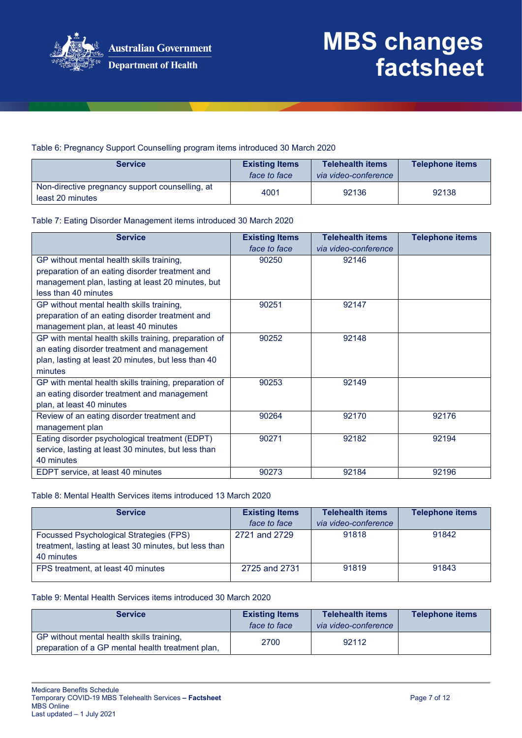Table 6: Pregnancy Support Counselling program items introduced 30 March 2020

| Service | Existing Items *face to face* | Telehealth items *via video-conference* | Telephone items |
|---|---|---|---|
| Non-directive pregnancy support counselling, at least 20 minutes | 4001 | 92136 | 92138 |

Table 7: Eating Disorder Management items introduced 30 March 2020

| Service | Existing Items *face to face* | Telehealth items *via video-conference* | Telephone items |
|---|---|---|---|
| GP without mental health skills training, preparation of an eating disorder treatment and management plan, lasting at least 20 minutes, but less than 40 minutes | 90250 | 92146 | |
| GP without mental health skills training, preparation of an eating disorder treatment and management plan, at least 40 minutes | 90251 | 92147 | |
| GP with mental health skills training, preparation of an eating disorder treatment and management plan, lasting at least 20 minutes, but less than 40 minutes | 90252 | 92148 | |
| GP with mental health skills training, preparation of an eating disorder treatment and management plan, at least 40 minutes | 90253 | 92149 | |
| Review of an eating disorder treatment and management plan | 90264 | 92170 | 92176 |
| Eating disorder psychological treatment (EDPT) service, lasting at least 30 minutes, but less than 40 minutes | 90271 | 92182 | 92194 |
| EDPT service, at least 40 minutes | 90273 | 92184 | 92196 |

Table 8: Mental Health Services items introduced 13 March 2020

| Service | Existing Items *face to face* | Telehealth items *via video-conference* | Telephone items |
|---|---|---|---|
| Focussed Psychological Strategies (FPS) treatment, lasting at least 30 minutes, but less than 40 minutes | 2721 and 2729 | 91818 | 91842 |
| FPS treatment, at least 40 minutes | 2725 and 2731 | 91819 | 91843 |

Table 9: Mental Health Services items introduced 30 March 2020

| Service | Existing Items *face to face* | Telehealth items *via video-conference* | Telephone items |
|---|---|---|---|
| GP without mental health skills training, preparation of a GP mental health treatment plan, | 2700 | 92112 | |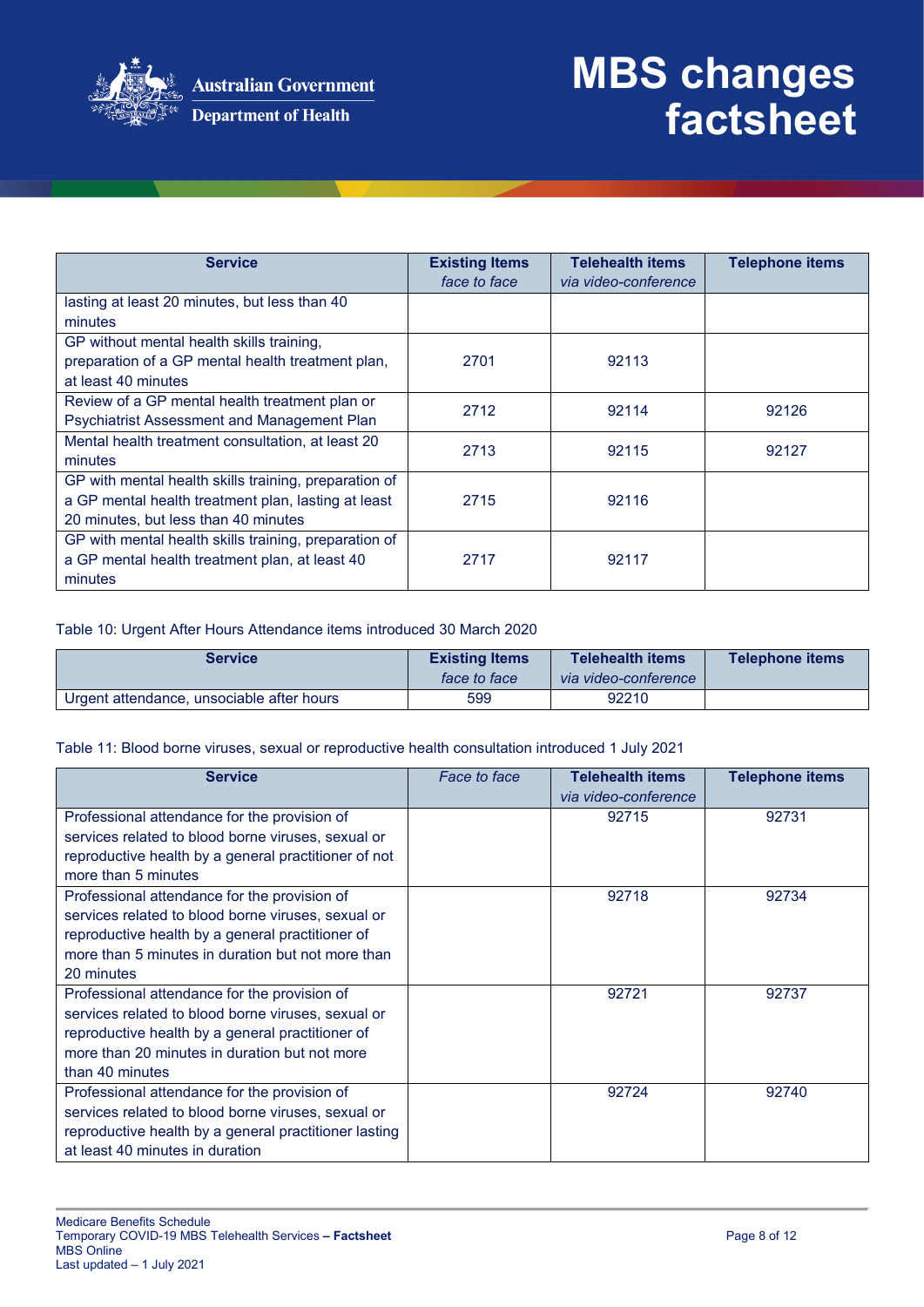| Service | Existing Items *face to face* | Telehealth items *via video-conference* | Telephone items |
|---|---|---|---|
| lasting at least 20 minutes, but less than 40 minutes | | | |
| GP without mental health skills training, preparation of a GP mental health treatment plan, at least 40 minutes | 2701 | 92113 | |
| Review of a GP mental health treatment plan or Psychiatrist Assessment and Management Plan | 2712 | 92114 | 92126 |
| Mental health treatment consultation, at least 20 minutes | 2713 | 92115 | 92127 |
| GP with mental health skills training, preparation of a GP mental health treatment plan, lasting at least 20 minutes, but less than 40 minutes | 2715 | 92116 | |
| GP with mental health skills training, preparation of a GP mental health treatment plan, at least 40 minutes | 2717 | 92117 | |

Table 10: Urgent After Hours Attendance items introduced 30 March 2020

| Service | Existing Items *face to face* | Telehealth items *via video-conference* | Telephone items |
|---|---|---|---|
| Urgent attendance, unsociable after hours | 599 | 92210 | |

Table 11: Blood borne viruses, sexual or reproductive health consultation introduced 1 July 2021

| Service | *Face to face* | Telehealth items *via video-conference* | Telephone items |
|---|---|---|---|
| Professional attendance for the provision of services related to blood borne viruses, sexual or reproductive health by a general practitioner of not more than 5 minutes | | 92715 | 92731 |
| Professional attendance for the provision of services related to blood borne viruses, sexual or reproductive health by a general practitioner of more than 5 minutes in duration but not more than 20 minutes | | 92718 | 92734 |
| Professional attendance for the provision of services related to blood borne viruses, sexual or reproductive health by a general practitioner of more than 20 minutes in duration but not more than 40 minutes | | 92721 | 92737 |
| Professional attendance for the provision of services related to blood borne viruses, sexual or reproductive health by a general practitioner lasting at least 40 minutes in duration | | 92724 | 92740 |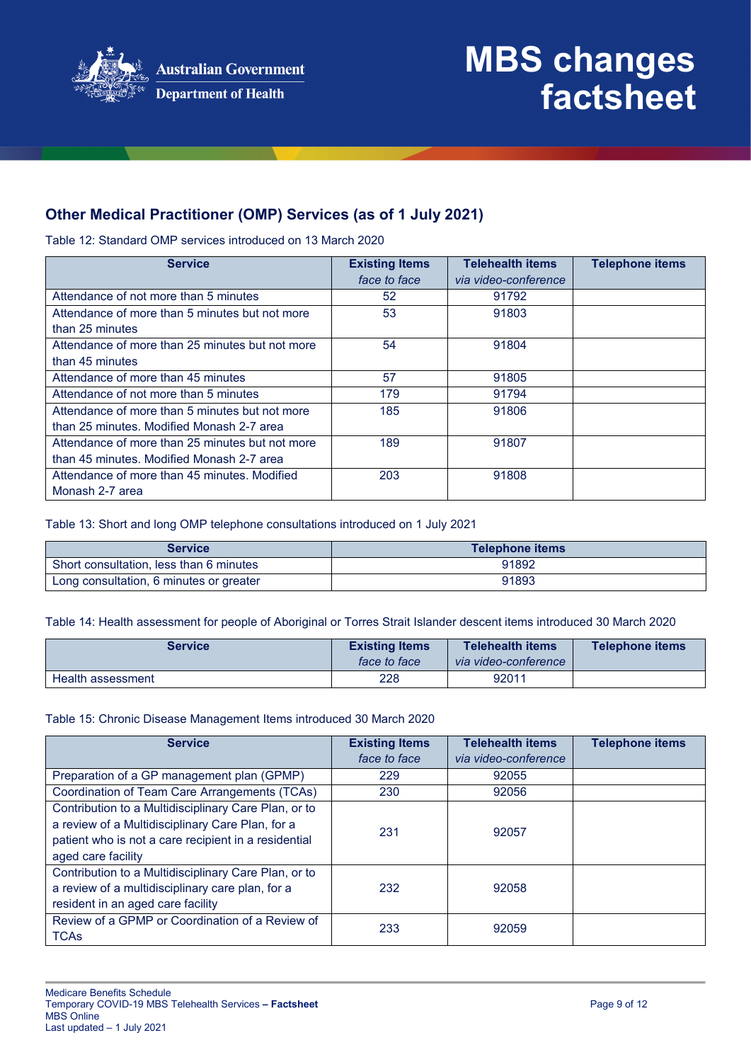## Other Medical Practitioner (OMP) Services (as of 1 July 2021)

Table 12: Standard OMP services introduced on 13 March 2020

| Service | Existing Items *face to face* | Telehealth items *via video-conference* | Telephone items |
|---|---|---|---|
| Attendance of not more than 5 minutes | 52 | 91792 | |
| Attendance of more than 5 minutes but not more than 25 minutes | 53 | 91803 | |
| Attendance of more than 25 minutes but not more than 45 minutes | 54 | 91804 | |
| Attendance of more than 45 minutes | 57 | 91805 | |
| Attendance of not more than 5 minutes | 179 | 91794 | |
| Attendance of more than 5 minutes but not more than 25 minutes. Modified Monash 2-7 area | 185 | 91806 | |
| Attendance of more than 25 minutes but not more than 45 minutes. Modified Monash 2-7 area | 189 | 91807 | |
| Attendance of more than 45 minutes. Modified Monash 2-7 area | 203 | 91808 | |

Table 13: Short and long OMP telephone consultations introduced on 1 July 2021

| Service | Telephone items |
|---|---|
| Short consultation, less than 6 minutes | 91892 |
| Long consultation, 6 minutes or greater | 91893 |

Table 14: Health assessment for people of Aboriginal or Torres Strait Islander descent items introduced 30 March 2020

| Service | Existing Items *face to face* | Telehealth items *via video-conference* | Telephone items |
|---|---|---|---|
| Health assessment | 228 | 92011 | |

Table 15: Chronic Disease Management Items introduced 30 March 2020

| Service | Existing Items *face to face* | Telehealth items *via video-conference* | Telephone items |
|---|---|---|---|
| Preparation of a GP management plan (GPMP) | 229 | 92055 | |
| Coordination of Team Care Arrangements (TCAs) | 230 | 92056 | |
| Contribution to a Multidisciplinary Care Plan, or to a review of a Multidisciplinary Care Plan, for a patient who is not a care recipient in a residential aged care facility | 231 | 92057 | |
| Contribution to a Multidisciplinary Care Plan, or to a review of a multidisciplinary care plan, for a resident in an aged care facility | 232 | 92058 | |
| Review of a GPMP or Coordination of a Review of TCAs | 233 | 92059 | |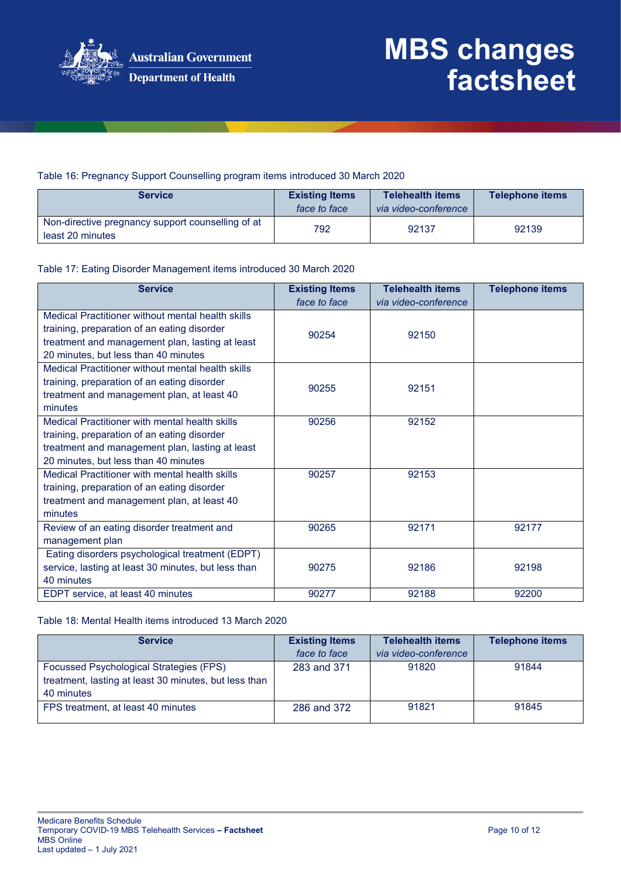Table 16: Pregnancy Support Counselling program items introduced 30 March 2020

| Service | Existing Items *face to face* | Telehealth items *via video-conference* | Telephone items |
|---|---|---|---|
| Non-directive pregnancy support counselling of at least 20 minutes | 792 | 92137 | 92139 |

Table 17: Eating Disorder Management items introduced 30 March 2020

| Service | Existing Items *face to face* | Telehealth items *via video-conference* | Telephone items |
|---|---|---|---|
| Medical Practitioner without mental health skills training, preparation of an eating disorder treatment and management plan, lasting at least 20 minutes, but less than 40 minutes | 90254 | 92150 | |
| Medical Practitioner without mental health skills training, preparation of an eating disorder treatment and management plan, at least 40 minutes | 90255 | 92151 | |
| Medical Practitioner with mental health skills training, preparation of an eating disorder treatment and management plan, lasting at least 20 minutes, but less than 40 minutes | 90256 | 92152 | |
| Medical Practitioner with mental health skills training, preparation of an eating disorder treatment and management plan, at least 40 minutes | 90257 | 92153 | |
| Review of an eating disorder treatment and management plan | 90265 | 92171 | 92177 |
| Eating disorders psychological treatment (EDPT) service, lasting at least 30 minutes, but less than 40 minutes | 90275 | 92186 | 92198 |
| EDPT service, at least 40 minutes | 90277 | 92188 | 92200 |

Table 18: Mental Health items introduced 13 March 2020

| Service | Existing Items *face to face* | Telehealth items *via video-conference* | Telephone items |
|---|---|---|---|
| Focussed Psychological Strategies (FPS) treatment, lasting at least 30 minutes, but less than 40 minutes | 283 and 371 | 91820 | 91844 |
| FPS treatment, at least 40 minutes | 286 and 372 | 91821 | 91845 |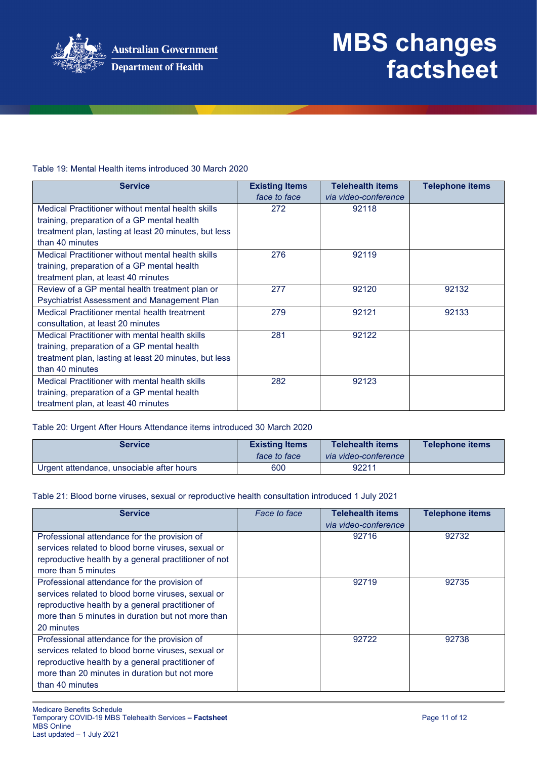Table 19: Mental Health items introduced 30 March 2020

| Service | Existing Items *face to face* | Telehealth items *via video-conference* | Telephone items |
|---|---|---|---|
| Medical Practitioner without mental health skills training, preparation of a GP mental health treatment plan, lasting at least 20 minutes, but less than 40 minutes | 272 | 92118 | |
| Medical Practitioner without mental health skills training, preparation of a GP mental health treatment plan, at least 40 minutes | 276 | 92119 | |
| Review of a GP mental health treatment plan or Psychiatrist Assessment and Management Plan | 277 | 92120 | 92132 |
| Medical Practitioner mental health treatment consultation, at least 20 minutes | 279 | 92121 | 92133 |
| Medical Practitioner with mental health skills training, preparation of a GP mental health treatment plan, lasting at least 20 minutes, but less than 40 minutes | 281 | 92122 | |
| Medical Practitioner with mental health skills training, preparation of a GP mental health treatment plan, at least 40 minutes | 282 | 92123 | |

Table 20: Urgent After Hours Attendance items introduced 30 March 2020

| Service | Existing Items *face to face* | Telehealth items *via video-conference* | Telephone items |
|---|---|---|---|
| Urgent attendance, unsociable after hours | 600 | 92211 | |

Table 21: Blood borne viruses, sexual or reproductive health consultation introduced 1 July 2021

| Service | *Face to face* | Telehealth items *via video-conference* | Telephone items |
|---|---|---|---|
| Professional attendance for the provision of services related to blood borne viruses, sexual or reproductive health by a general practitioner of not more than 5 minutes | | 92716 | 92732 |
| Professional attendance for the provision of services related to blood borne viruses, sexual or reproductive health by a general practitioner of more than 5 minutes in duration but not more than 20 minutes | | 92719 | 92735 |
| Professional attendance for the provision of services related to blood borne viruses, sexual or reproductive health by a general practitioner of more than 20 minutes in duration but not more than 40 minutes | | 92722 | 92738 |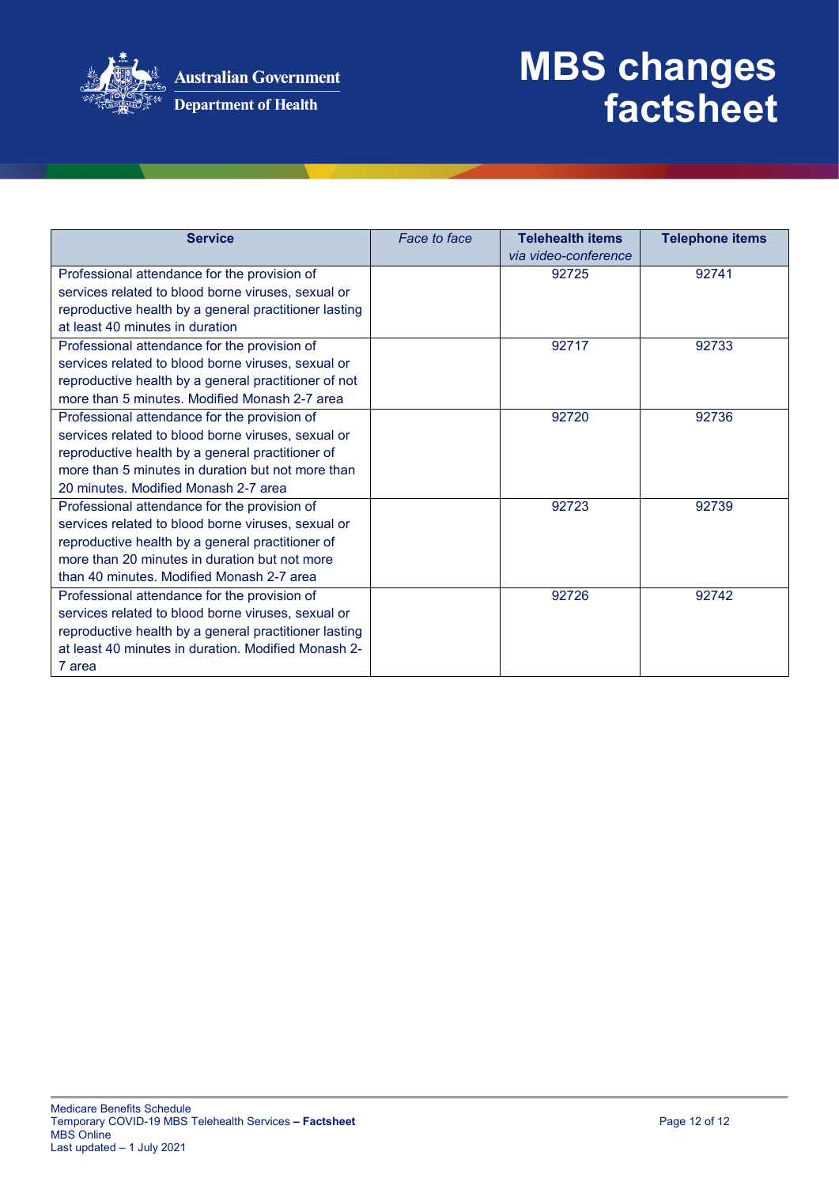| Service | *Face to face* | **Telehealth items** *via video-conference* | **Telephone items** |
|---|---|---|---|
| Professional attendance for the provision of services related to blood borne viruses, sexual or reproductive health by a general practitioner lasting at least 40 minutes in duration | | 92725 | 92741 |
| Professional attendance for the provision of services related to blood borne viruses, sexual or reproductive health by a general practitioner of not more than 5 minutes. Modified Monash 2-7 area | | 92717 | 92733 |
| Professional attendance for the provision of services related to blood borne viruses, sexual or reproductive health by a general practitioner of more than 5 minutes in duration but not more than 20 minutes. Modified Monash 2-7 area | | 92720 | 92736 |
| Professional attendance for the provision of services related to blood borne viruses, sexual or reproductive health by a general practitioner of more than 20 minutes in duration but not more than 40 minutes. Modified Monash 2-7 area | | 92723 | 92739 |
| Professional attendance for the provision of services related to blood borne viruses, sexual or reproductive health by a general practitioner lasting at least 40 minutes in duration. Modified Monash 2-7 area | | 92726 | 92742 |